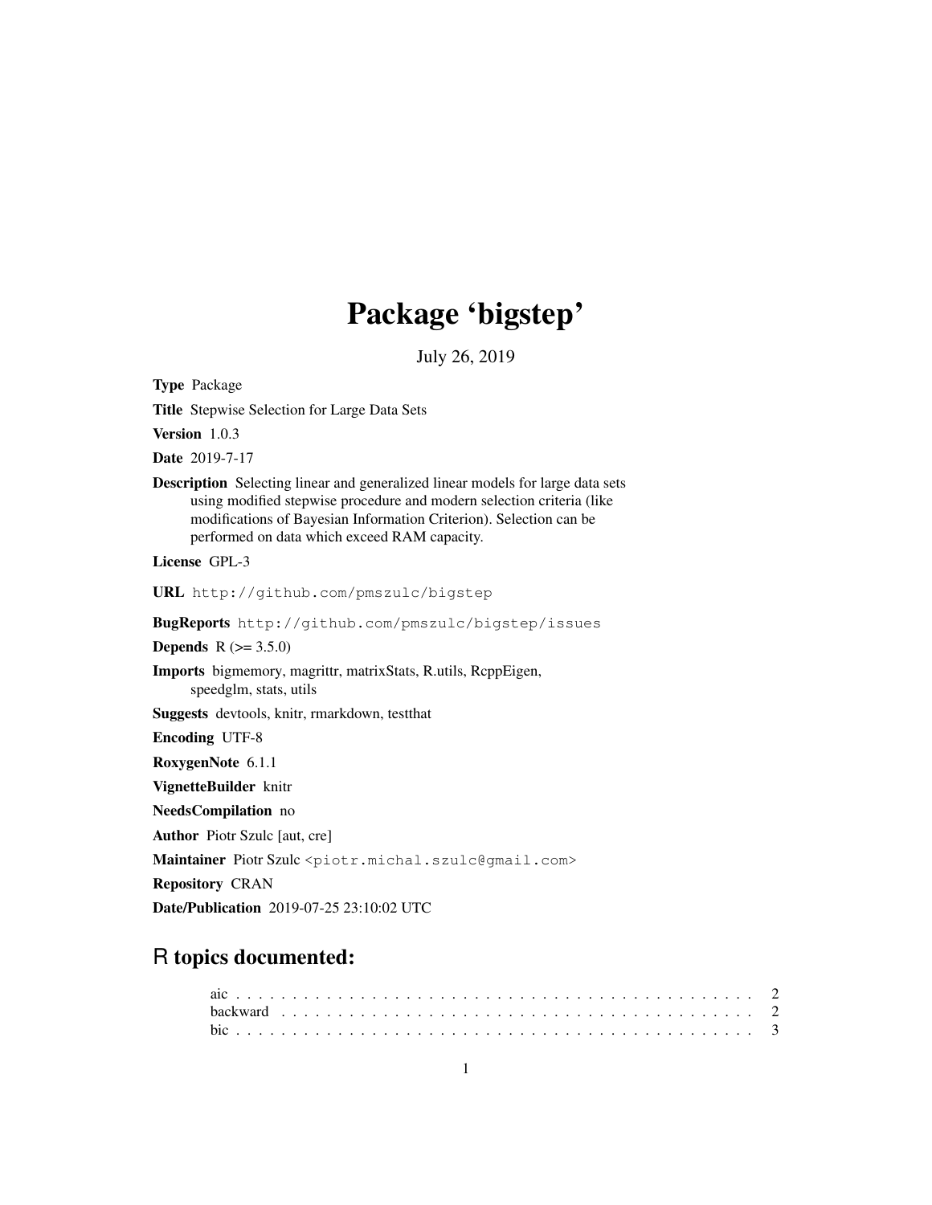# Package 'bigstep'

July 26, 2019

**Type** Package

**Title** Stepwise Selection for Large Data Sets

**Version** 1.0.3

**Date** 2019-7-17

**Description** Selecting linear and generalized linear models for large data sets using modified stepwise procedure and modern selection criteria (like modifications of Bayesian Information Criterion). Selection can be performed on data which exceed RAM capacity.

**License** GPL-3

**URL** http://github.com/pmszulc/bigstep

**BugReports** http://github.com/pmszulc/bigstep/issues

**Depends** R (>= 3.5.0)

**Imports** bigmemory, magrittr, matrixStats, R.utils, RcppEigen, speedglm, stats, utils

**Suggests** devtools, knitr, rmarkdown, testthat

**Encoding** UTF-8

**RoxygenNote** 6.1.1

**VignetteBuilder** knitr

**NeedsCompilation** no

**Author** Piotr Szulc [aut, cre]

**Maintainer** Piotr Szulc <piotr.michal.szulc@gmail.com>

**Repository** CRAN

**Date/Publication** 2019-07-25 23:10:02 UTC

## R topics documented:

aic . . . . . . . . . . . . . . . . . . . . . . . . . . . . . . . . . . . . . . . . . . . 2
backward . . . . . . . . . . . . . . . . . . . . . . . . . . . . . . . . . . . . . . . . 2
bic . . . . . . . . . . . . . . . . . . . . . . . . . . . . . . . . . . . . . . . . . . . 3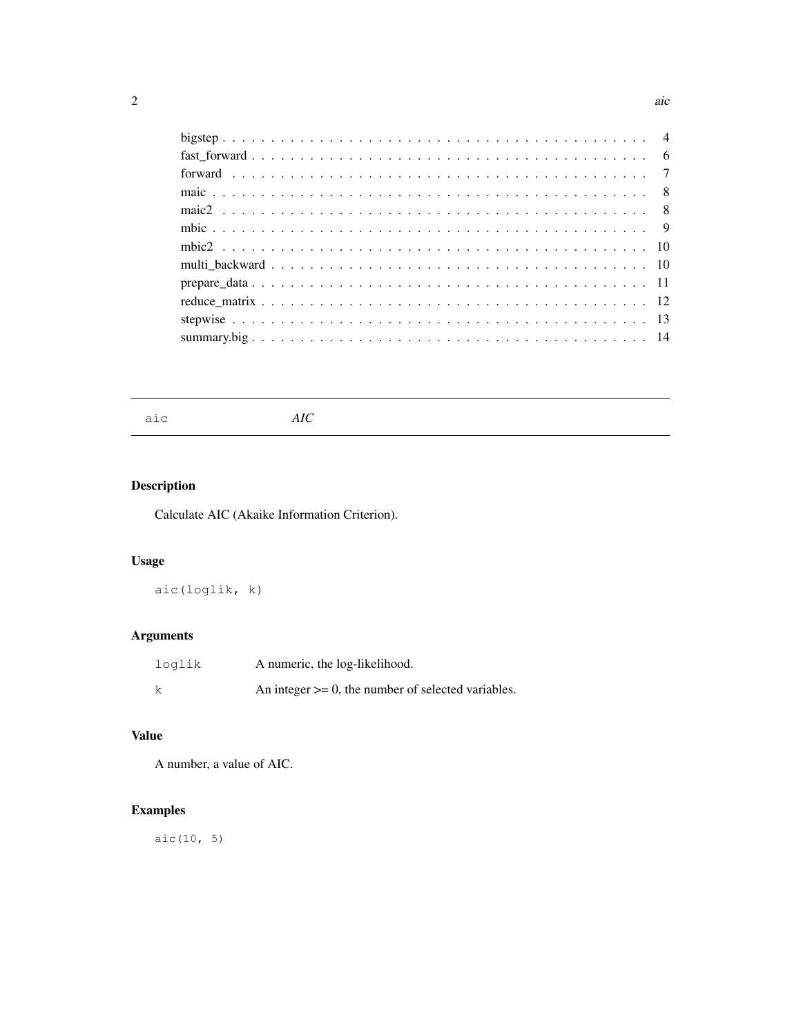| | |
|---|---|
| bigstep | 4 |
| fast_forward | 6 |
| forward | 7 |
| maic | 8 |
| maic2 | 8 |
| mbic | 9 |
| mbic2 | 10 |
| multi_backward | 10 |
| prepare_data | 11 |
| reduce_matrix | 12 |
| stepwise | 13 |
| summary.big | 14 |

---

## aic — *AIC*

---

### Description

Calculate AIC (Akaike Information Criterion).

### Usage

```
aic(loglik, k)
```

### Arguments

| | |
|---|---|
| `loglik` | A numeric, the log-likelihood. |
| `k` | An integer >= 0, the number of selected variables. |

### Value

A number, a value of AIC.

### Examples

```
aic(10, 5)
```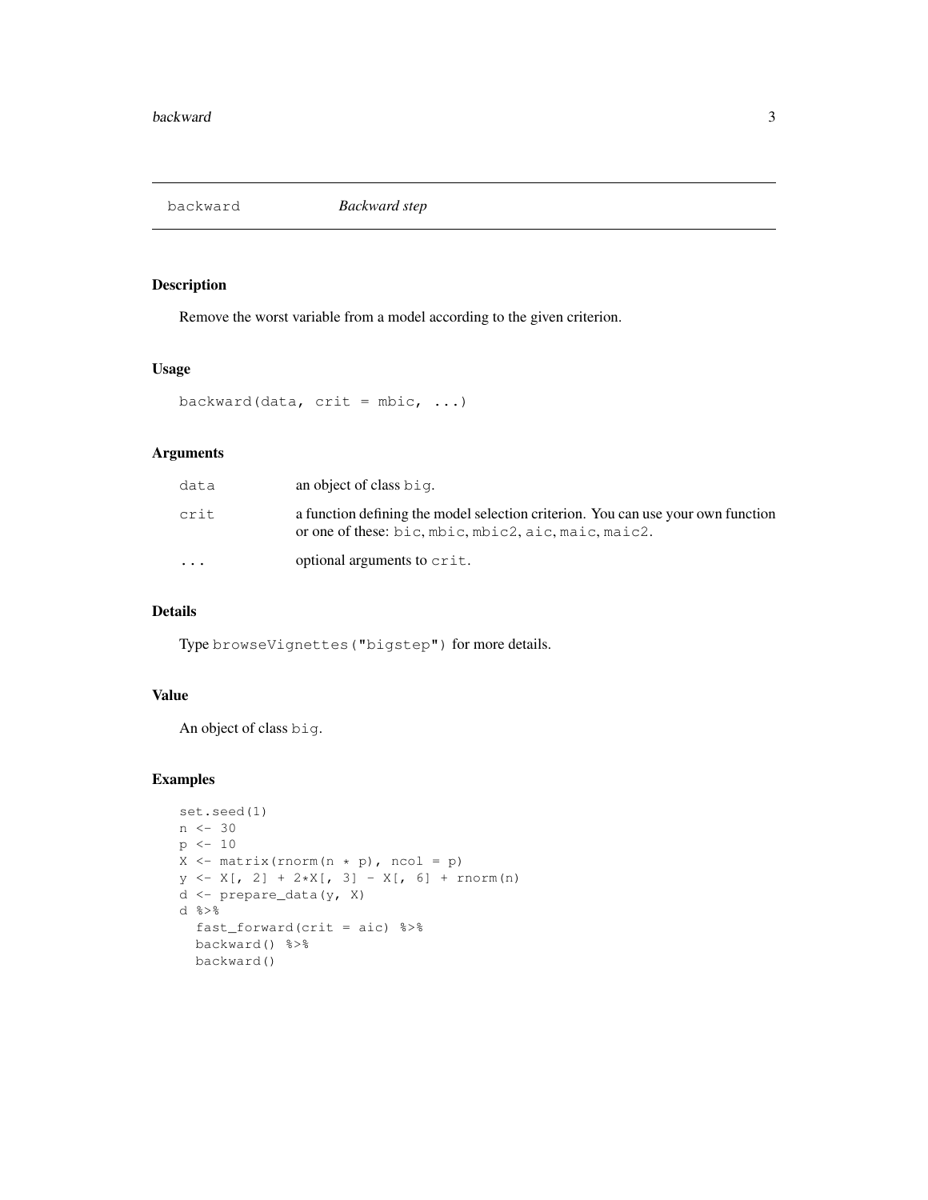backward *Backward step*

## Description

Remove the worst variable from a model according to the given criterion.

## Usage

```
backward(data, crit = mbic, ...)
```

## Arguments

| | |
|---|---|
| `data` | an object of class `big`. |
| `crit` | a function defining the model selection criterion. You can use your own function or one of these: `bic`, `mbic`, `mbic2`, `aic`, `maic`, `maic2`. |
| `...` | optional arguments to `crit`. |

## Details

Type `browseVignettes("bigstep")` for more details.

## Value

An object of class `big`.

## Examples

```
set.seed(1)
n <- 30
p <- 10
X <- matrix(rnorm(n * p), ncol = p)
y <- X[, 2] + 2*X[, 3] - X[, 6] + rnorm(n)
d <- prepare_data(y, X)
d %>%
  fast_forward(crit = aic) %>%
  backward() %>%
  backward()
```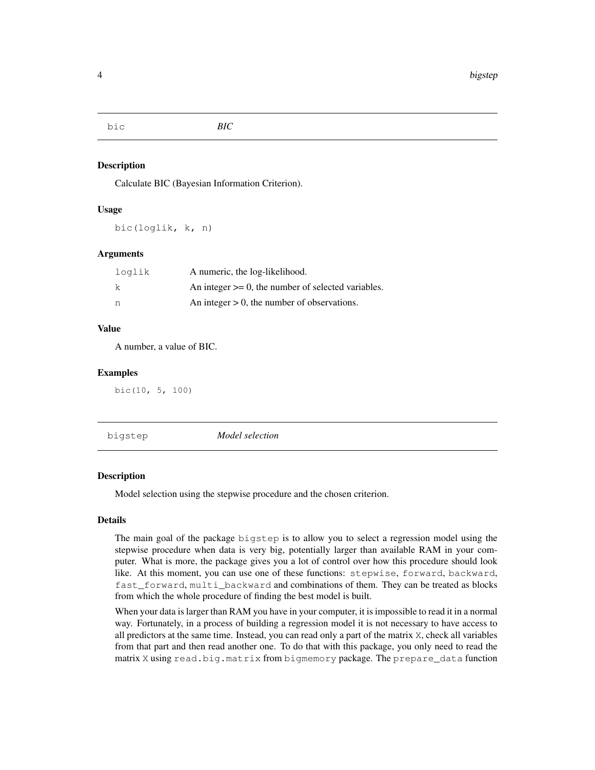## bic — *BIC*

### Description

Calculate BIC (Bayesian Information Criterion).

### Usage

```
bic(loglik, k, n)
```

### Arguments

| | |
|---|---|
| loglik | A numeric, the log-likelihood. |
| k | An integer >= 0, the number of selected variables. |
| n | An integer > 0, the number of observations. |

### Value

A number, a value of BIC.

### Examples

```
bic(10, 5, 100)
```

## bigstep — *Model selection*

### Description

Model selection using the stepwise procedure and the chosen criterion.

### Details

The main goal of the package `bigstep` is to allow you to select a regression model using the stepwise procedure when data is very big, potentially larger than available RAM in your computer. What is more, the package gives you a lot of control over how this procedure should look like. At this moment, you can use one of these functions: `stepwise`, `forward`, `backward`, `fast_forward`, `multi_backward` and combinations of them. They can be treated as blocks from which the whole procedure of finding the best model is built.

When your data is larger than RAM you have in your computer, it is impossible to read it in a normal way. Fortunately, in a process of building a regression model it is not necessary to have access to all predictors at the same time. Instead, you can read only a part of the matrix `X`, check all variables from that part and then read another one. To do that with this package, you only need to read the matrix `X` using `read.big.matrix` from `bigmemory` package. The `prepare_data` function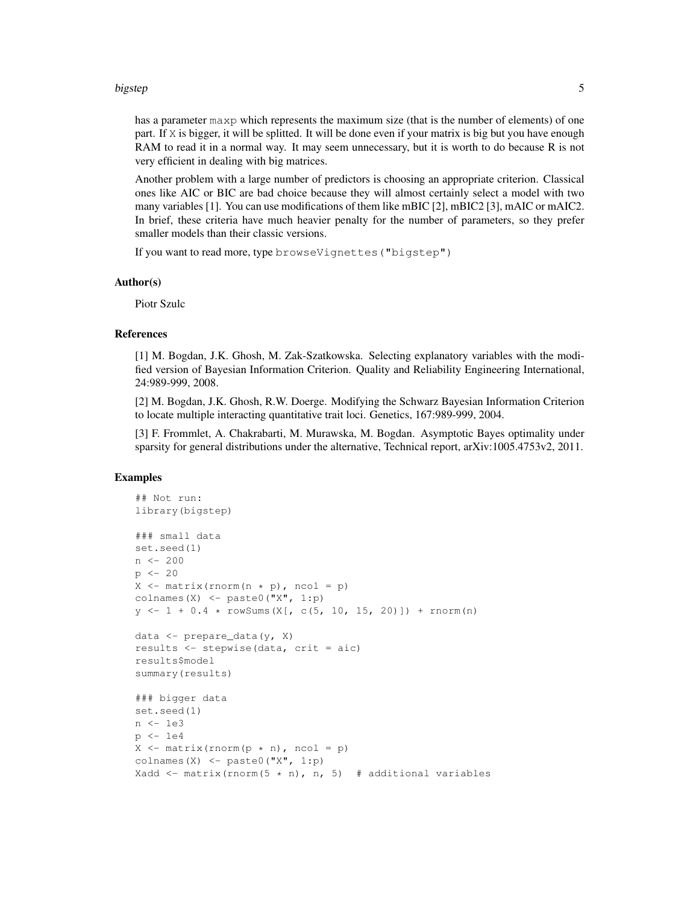has a parameter `maxp` which represents the maximum size (that is the number of elements) of one part. If `X` is bigger, it will be splitted. It will be done even if your matrix is big but you have enough RAM to read it in a normal way. It may seem unnecessary, but it is worth to do because R is not very efficient in dealing with big matrices.

Another problem with a large number of predictors is choosing an appropriate criterion. Classical ones like AIC or BIC are bad choice because they will almost certainly select a model with two many variables [1]. You can use modifications of them like mBIC [2], mBIC2 [3], mAIC or mAIC2. In brief, these criteria have much heavier penalty for the number of parameters, so they prefer smaller models than their classic versions.

If you want to read more, type `browseVignettes("bigstep")`

### Author(s)

Piotr Szulc

### References

[1] M. Bogdan, J.K. Ghosh, M. Zak-Szatkowska. Selecting explanatory variables with the modified version of Bayesian Information Criterion. Quality and Reliability Engineering International, 24:989-999, 2008.

[2] M. Bogdan, J.K. Ghosh, R.W. Doerge. Modifying the Schwarz Bayesian Information Criterion to locate multiple interacting quantitative trait loci. Genetics, 167:989-999, 2004.

[3] F. Frommlet, A. Chakrabarti, M. Murawska, M. Bogdan. Asymptotic Bayes optimality under sparsity for general distributions under the alternative, Technical report, arXiv:1005.4753v2, 2011.

### Examples

```
## Not run:
library(bigstep)

### small data
set.seed(1)
n <- 200
p <- 20
X <- matrix(rnorm(n * p), ncol = p)
colnames(X) <- paste0("X", 1:p)
y <- 1 + 0.4 * rowSums(X[, c(5, 10, 15, 20)]) + rnorm(n)

data <- prepare_data(y, X)
results <- stepwise(data, crit = aic)
results$model
summary(results)

### bigger data
set.seed(1)
n <- 1e3
p <- 1e4
X <- matrix(rnorm(p * n), ncol = p)
colnames(X) <- paste0("X", 1:p)
Xadd <- matrix(rnorm(5 * n), n, 5)  # additional variables
```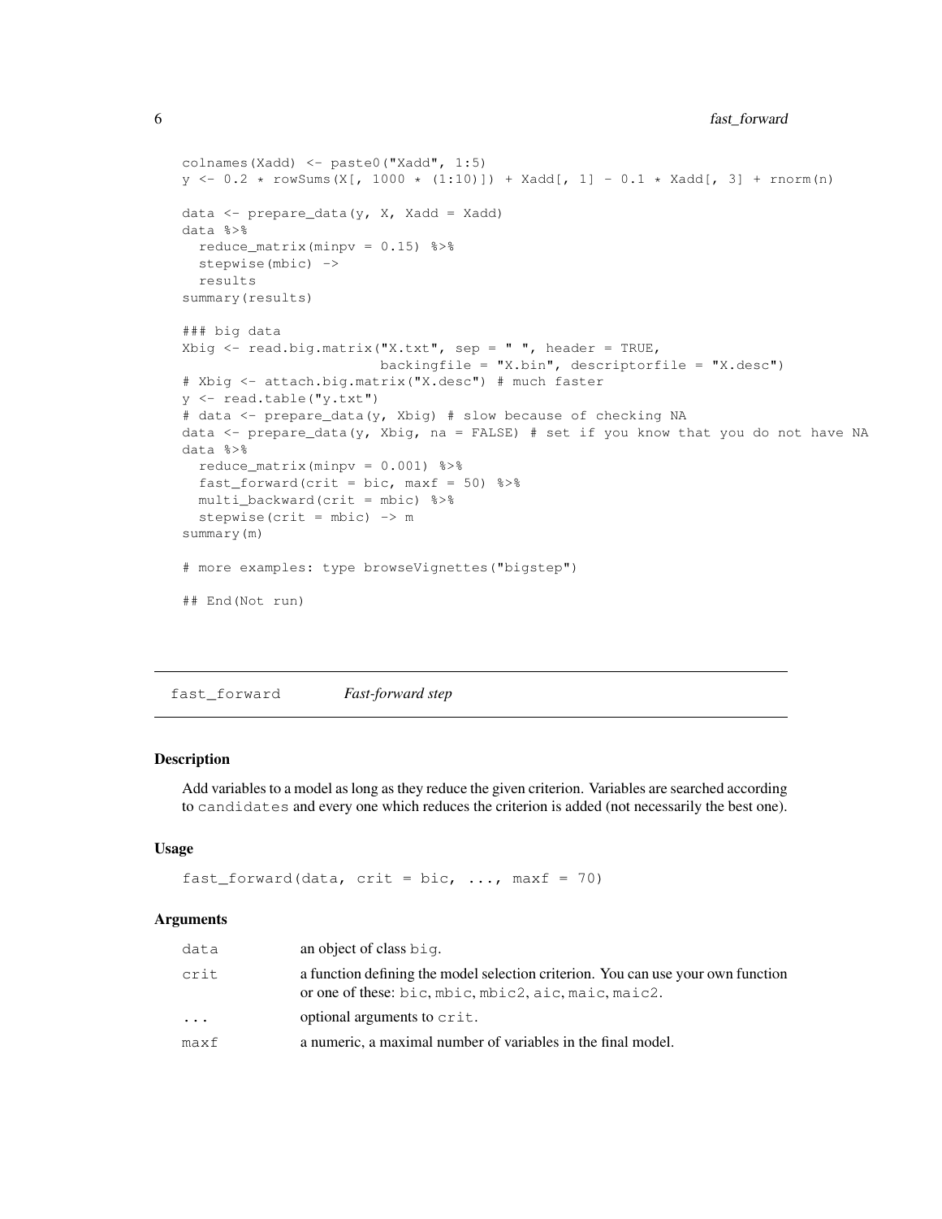```
colnames(Xadd) <- paste0("Xadd", 1:5)
y <- 0.2 * rowSums(X[, 1000 * (1:10)]) + Xadd[, 1] - 0.1 * Xadd[, 3] + rnorm(n)

data <- prepare_data(y, X, Xadd = Xadd)
data %>%
  reduce_matrix(minpv = 0.15) %>%
  stepwise(mbic) ->
  results
summary(results)

### big data
Xbig <- read.big.matrix("X.txt", sep = " ", header = TRUE,
                        backingfile = "X.bin", descriptorfile = "X.desc")
# Xbig <- attach.big.matrix("X.desc") # much faster
y <- read.table("y.txt")
# data <- prepare_data(y, Xbig) # slow because of checking NA
data <- prepare_data(y, Xbig, na = FALSE) # set if you know that you do not have NA
data %>%
  reduce_matrix(minpv = 0.001) %>%
  fast_forward(crit = bic, maxf = 50) %>%
  multi_backward(crit = mbic) %>%
  stepwise(crit = mbic) -> m
summary(m)

# more examples: type browseVignettes("bigstep")

## End(Not run)
```

---

## fast_forward — *Fast-forward step*

### Description

Add variables to a model as long as they reduce the given criterion. Variables are searched according to `candidates` and every one which reduces the criterion is added (not necessarily the best one).

### Usage

```
fast_forward(data, crit = bic, ..., maxf = 70)
```

### Arguments

| | |
|---|---|
| `data` | an object of class `big`. |
| `crit` | a function defining the model selection criterion. You can use your own function or one of these: `bic`, `mbic`, `mbic2`, `aic`, `maic`, `maic2`. |
| `...` | optional arguments to `crit`. |
| `maxf` | a numeric, a maximal number of variables in the final model. |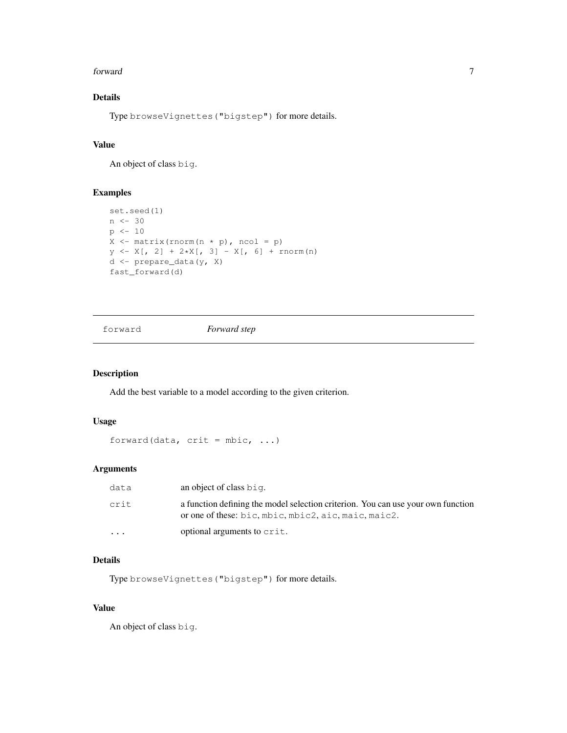### Details

Type `browseVignettes("bigstep")` for more details.

### Value

An object of class `big`.

### Examples

```
set.seed(1)
n <- 30
p <- 10
X <- matrix(rnorm(n * p), ncol = p)
y <- X[, 2] + 2*X[, 3] - X[, 6] + rnorm(n)
d <- prepare_data(y, X)
fast_forward(d)
```

---

## `forward` *Forward step*

---

### Description

Add the best variable to a model according to the given criterion.

### Usage

```
forward(data, crit = mbic, ...)
```

### Arguments

| | |
|---|---|
| `data` | an object of class `big`. |
| `crit` | a function defining the model selection criterion. You can use your own function or one of these: `bic`, `mbic`, `mbic2`, `aic`, `maic`, `maic2`. |
| `...` | optional arguments to `crit`. |

### Details

Type `browseVignettes("bigstep")` for more details.

### Value

An object of class `big`.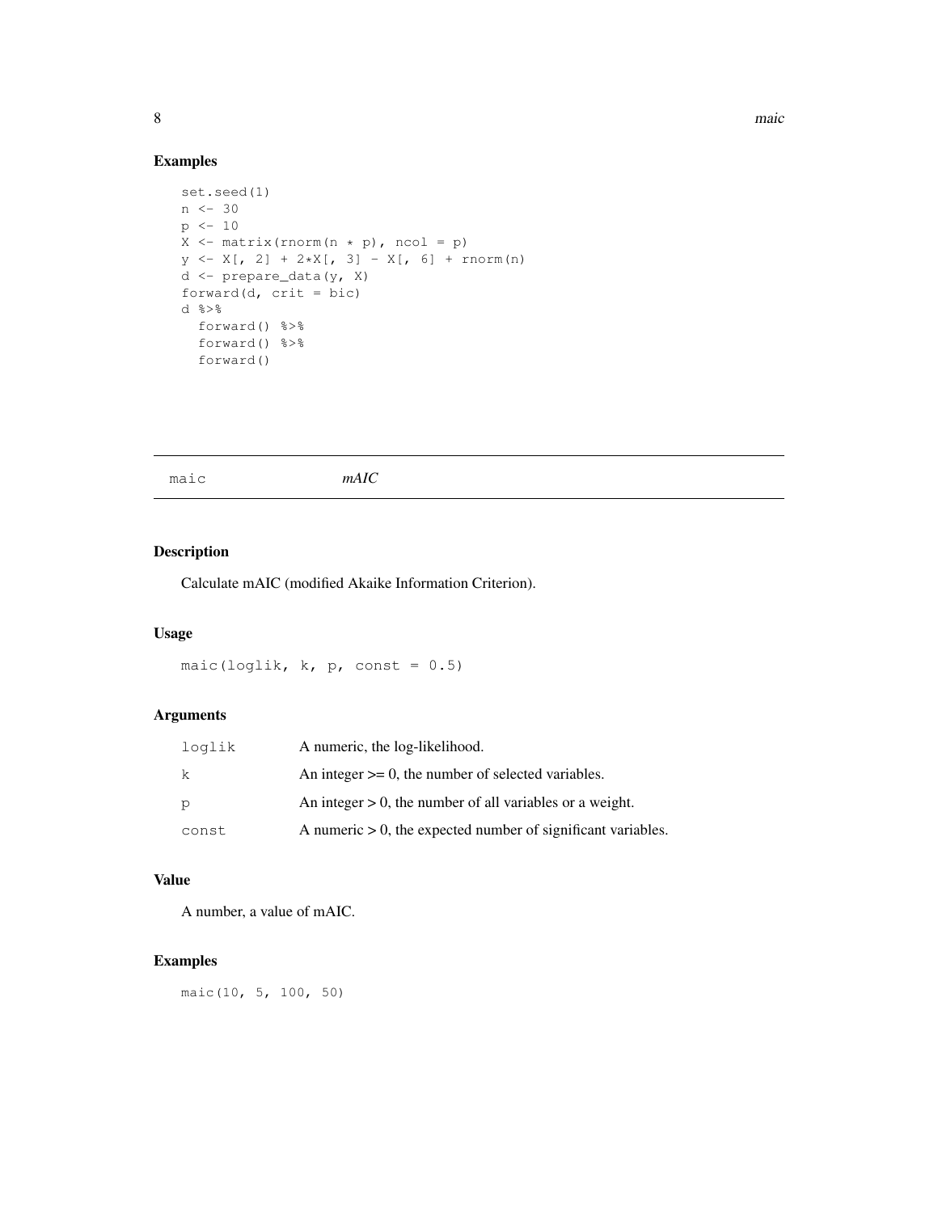## Examples

```
set.seed(1)
n <- 30
p <- 10
X <- matrix(rnorm(n * p), ncol = p)
y <- X[, 2] + 2*X[, 3] - X[, 6] + rnorm(n)
d <- prepare_data(y, X)
forward(d, crit = bic)
d %>%
  forward() %>%
  forward() %>%
  forward()
```

---

# maic *mAIC*

## Description

Calculate mAIC (modified Akaike Information Criterion).

## Usage

```
maic(loglik, k, p, const = 0.5)
```

## Arguments

| | |
|---|---|
| loglik | A numeric, the log-likelihood. |
| k | An integer >= 0, the number of selected variables. |
| p | An integer > 0, the number of all variables or a weight. |
| const | A numeric > 0, the expected number of significant variables. |

## Value

A number, a value of mAIC.

## Examples

```
maic(10, 5, 100, 50)
```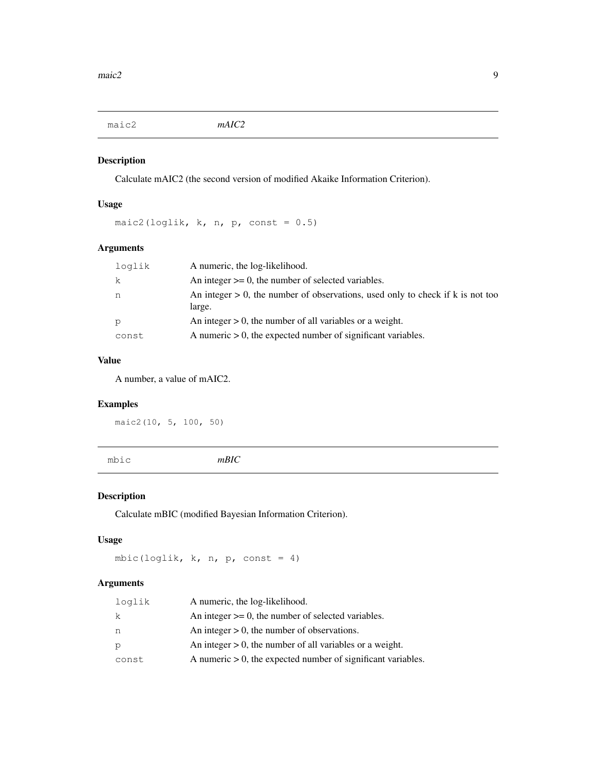## maic2 *mAIC2*

### Description

Calculate mAIC2 (the second version of modified Akaike Information Criterion).

### Usage

```
maic2(loglik, k, n, p, const = 0.5)
```

### Arguments

| | |
|---|---|
| loglik | A numeric, the log-likelihood. |
| k | An integer >= 0, the number of selected variables. |
| n | An integer > 0, the number of observations, used only to check if k is not too large. |
| p | An integer > 0, the number of all variables or a weight. |
| const | A numeric > 0, the expected number of significant variables. |

### Value

A number, a value of mAIC2.

### Examples

```
maic2(10, 5, 100, 50)
```

## mbic *mBIC*

### Description

Calculate mBIC (modified Bayesian Information Criterion).

### Usage

```
mbic(loglik, k, n, p, const = 4)
```

### Arguments

| | |
|---|---|
| loglik | A numeric, the log-likelihood. |
| k | An integer >= 0, the number of selected variables. |
| n | An integer > 0, the number of observations. |
| p | An integer > 0, the number of all variables or a weight. |
| const | A numeric > 0, the expected number of significant variables. |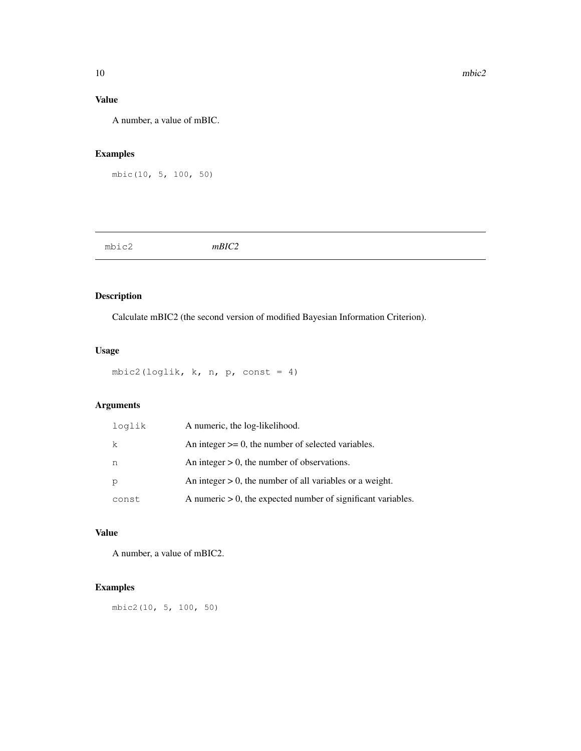### Value

A number, a value of mBIC.

### Examples

```
mbic(10, 5, 100, 50)
```

## mbic2 *mBIC2*

### Description

Calculate mBIC2 (the second version of modified Bayesian Information Criterion).

### Usage

```
mbic2(loglik, k, n, p, const = 4)
```

### Arguments

| | |
|---|---|
| loglik | A numeric, the log-likelihood. |
| k | An integer >= 0, the number of selected variables. |
| n | An integer > 0, the number of observations. |
| p | An integer > 0, the number of all variables or a weight. |
| const | A numeric > 0, the expected number of significant variables. |

### Value

A number, a value of mBIC2.

### Examples

```
mbic2(10, 5, 100, 50)
```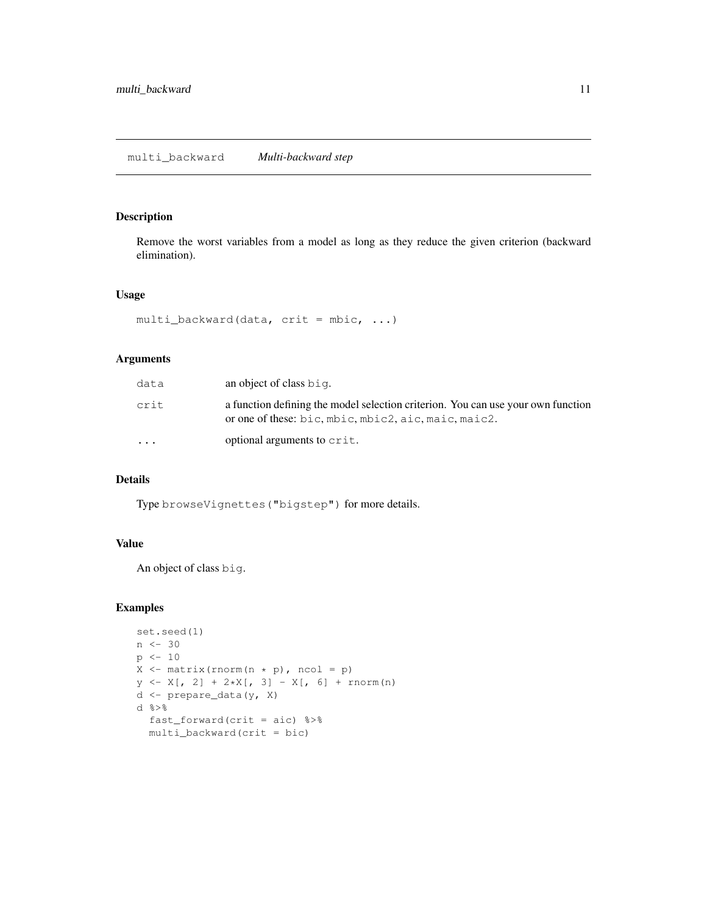## multi_backward *Multi-backward step*

### Description

Remove the worst variables from a model as long as they reduce the given criterion (backward elimination).

### Usage

```
multi_backward(data, crit = mbic, ...)
```

### Arguments

| | |
|---|---|
| `data` | an object of class `big`. |
| `crit` | a function defining the model selection criterion. You can use your own function or one of these: `bic`, `mbic`, `mbic2`, `aic`, `maic`, `maic2`. |
| `...` | optional arguments to `crit`. |

### Details

Type `browseVignettes("bigstep")` for more details.

### Value

An object of class `big`.

### Examples

```
set.seed(1)
n <- 30
p <- 10
X <- matrix(rnorm(n * p), ncol = p)
y <- X[, 2] + 2*X[, 3] - X[, 6] + rnorm(n)
d <- prepare_data(y, X)
d %>%
  fast_forward(crit = aic) %>%
  multi_backward(crit = bic)
```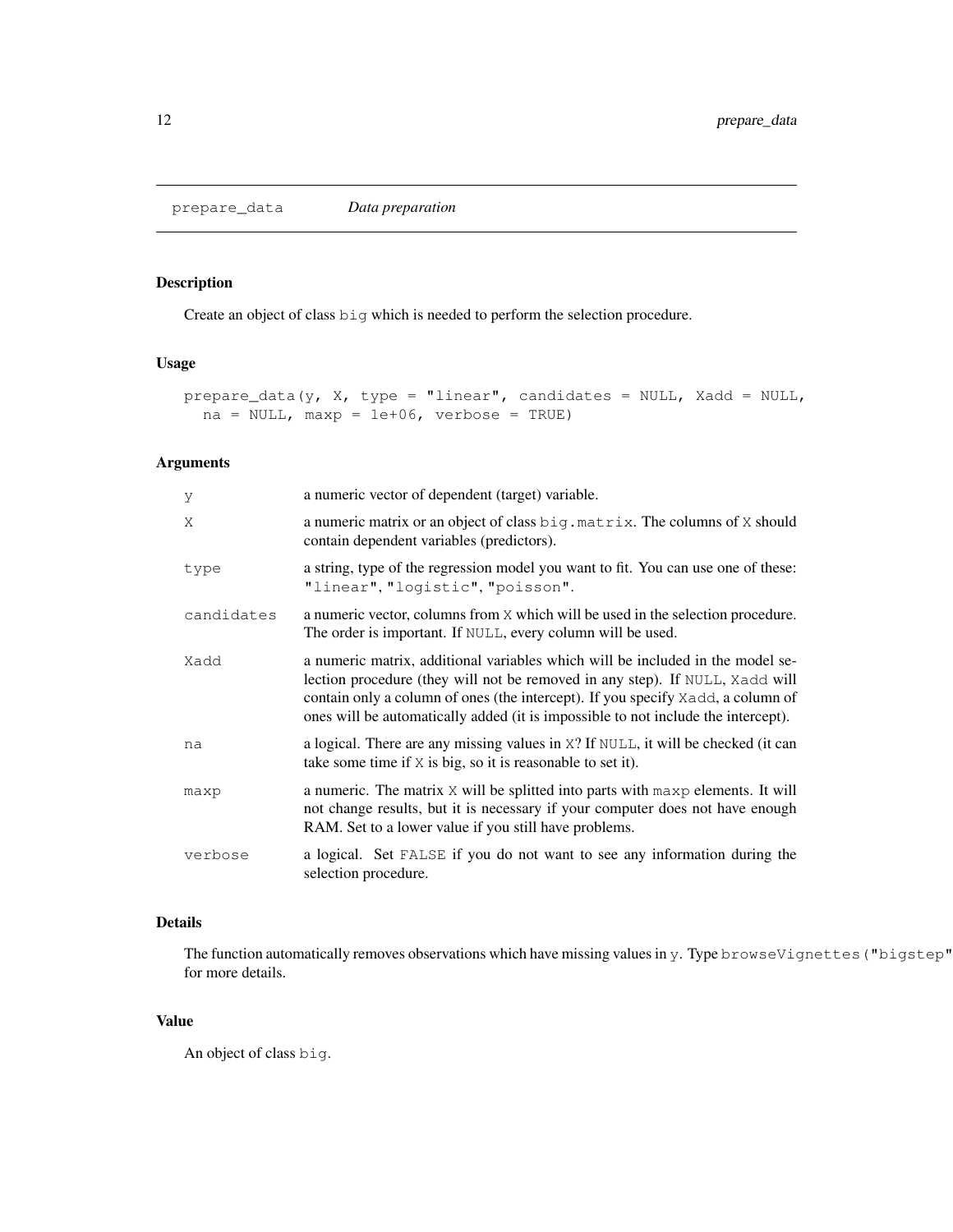## prepare_data *Data preparation*

### Description

Create an object of class `big` which is needed to perform the selection procedure.

### Usage

```
prepare_data(y, X, type = "linear", candidates = NULL, Xadd = NULL,
  na = NULL, maxp = 1e+06, verbose = TRUE)
```

### Arguments

| | |
|---|---|
| `y` | a numeric vector of dependent (target) variable. |
| `X` | a numeric matrix or an object of class `big.matrix`. The columns of `X` should contain dependent variables (predictors). |
| `type` | a string, type of the regression model you want to fit. You can use one of these: `"linear"`, `"logistic"`, `"poisson"`. |
| `candidates` | a numeric vector, columns from `X` which will be used in the selection procedure. The order is important. If `NULL`, every column will be used. |
| `Xadd` | a numeric matrix, additional variables which will be included in the model selection procedure (they will not be removed in any step). If `NULL`, `Xadd` will contain only a column of ones (the intercept). If you specify `Xadd`, a column of ones will be automatically added (it is impossible to not include the intercept). |
| `na` | a logical. There are any missing values in `X`? If `NULL`, it will be checked (it can take some time if `X` is big, so it is reasonable to set it). |
| `maxp` | a numeric. The matrix `X` will be splitted into parts with `maxp` elements. It will not change results, but it is necessary if your computer does not have enough RAM. Set to a lower value if you still have problems. |
| `verbose` | a logical. Set `FALSE` if you do not want to see any information during the selection procedure. |

### Details

The function automatically removes observations which have missing values in `y`. Type `browseVignettes("bigstep"` for more details.

### Value

An object of class `big`.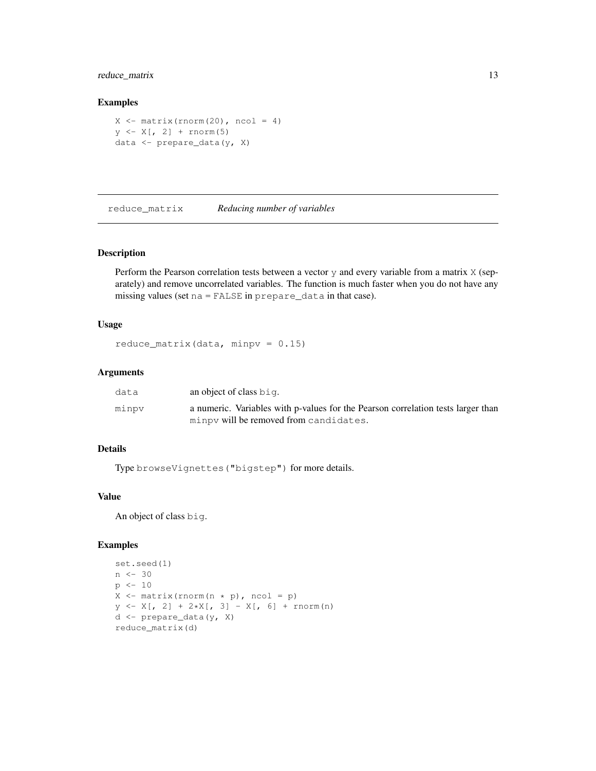## Examples

```
X <- matrix(rnorm(20), ncol = 4)
y <- X[, 2] + rnorm(5)
data <- prepare_data(y, X)
```

---

## reduce_matrix — *Reducing number of variables*

---

### Description

Perform the Pearson correlation tests between a vector `y` and every variable from a matrix `X` (separately) and remove uncorrelated variables. The function is much faster when you do not have any missing values (set `na = FALSE` in `prepare_data` in that case).

### Usage

```
reduce_matrix(data, minpv = 0.15)
```

### Arguments

| | |
|---|---|
| `data` | an object of class `big`. |
| `minpv` | a numeric. Variables with p-values for the Pearson correlation tests larger than `minpv` will be removed from `candidates`. |

### Details

Type `browseVignettes("bigstep")` for more details.

### Value

An object of class `big`.

### Examples

```
set.seed(1)
n <- 30
p <- 10
X <- matrix(rnorm(n * p), ncol = p)
y <- X[, 2] + 2*X[, 3] - X[, 6] + rnorm(n)
d <- prepare_data(y, X)
reduce_matrix(d)
```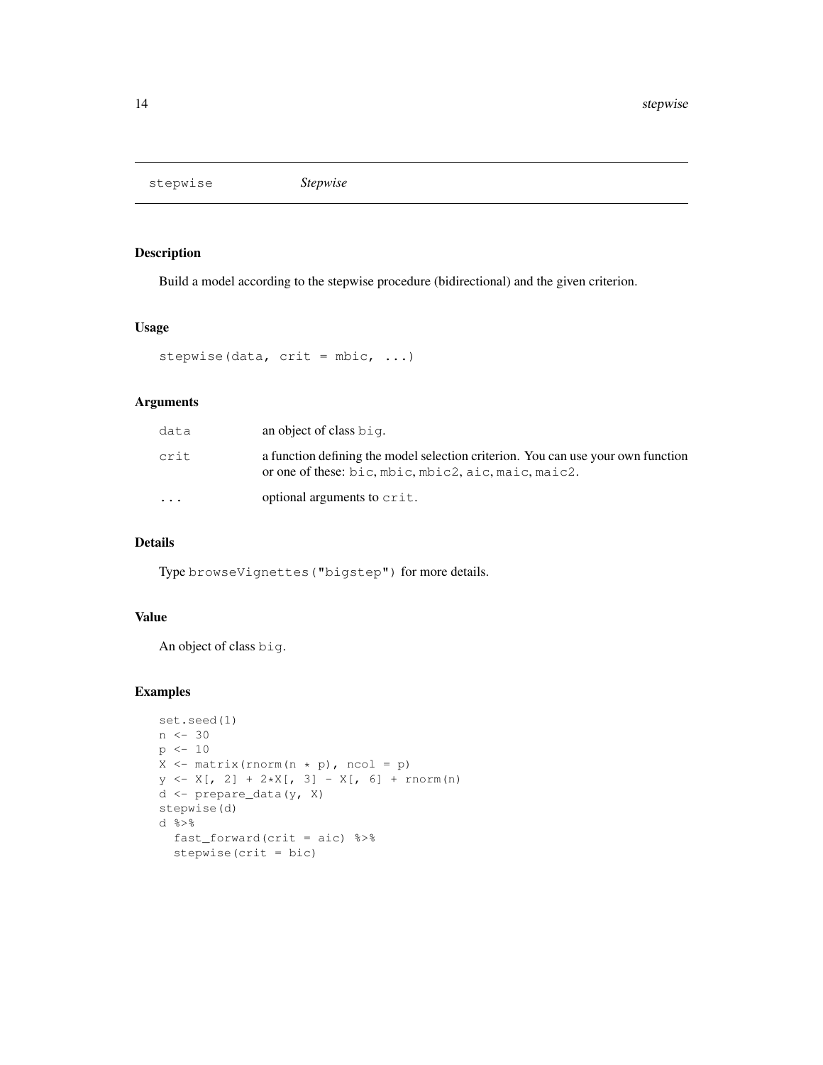# stepwise — *Stepwise*

## Description

Build a model according to the stepwise procedure (bidirectional) and the given criterion.

## Usage

```
stepwise(data, crit = mbic, ...)
```

## Arguments

| | |
|---|---|
| `data` | an object of class `big`. |
| `crit` | a function defining the model selection criterion. You can use your own function or one of these: `bic`, `mbic`, `mbic2`, `aic`, `maic`, `maic2`. |
| `...` | optional arguments to `crit`. |

## Details

Type `browseVignettes("bigstep")` for more details.

## Value

An object of class `big`.

## Examples

```
set.seed(1)
n <- 30
p <- 10
X <- matrix(rnorm(n * p), ncol = p)
y <- X[, 2] + 2*X[, 3] - X[, 6] + rnorm(n)
d <- prepare_data(y, X)
stepwise(d)
d %>%
  fast_forward(crit = aic) %>%
  stepwise(crit = bic)
```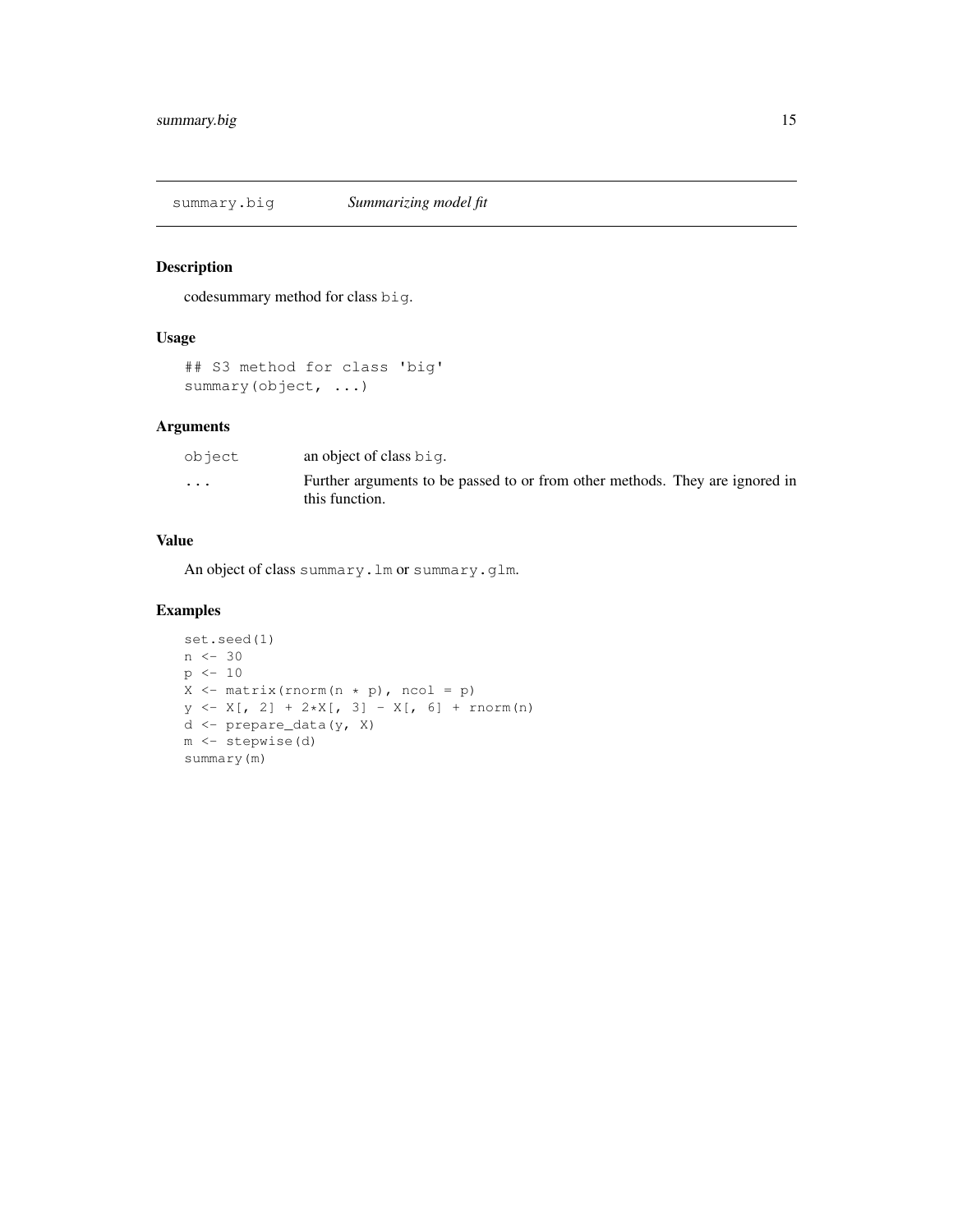## summary.big    *Summarizing model fit*

### Description

codesummary method for class `big`.

### Usage

```
## S3 method for class 'big'
summary(object, ...)
```

### Arguments

| | |
|---|---|
| `object` | an object of class `big`. |
| `...` | Further arguments to be passed to or from other methods. They are ignored in this function. |

### Value

An object of class `summary.lm` or `summary.glm`.

### Examples

```
set.seed(1)
n <- 30
p <- 10
X <- matrix(rnorm(n * p), ncol = p)
y <- X[, 2] + 2*X[, 3] - X[, 6] + rnorm(n)
d <- prepare_data(y, X)
m <- stepwise(d)
summary(m)
```